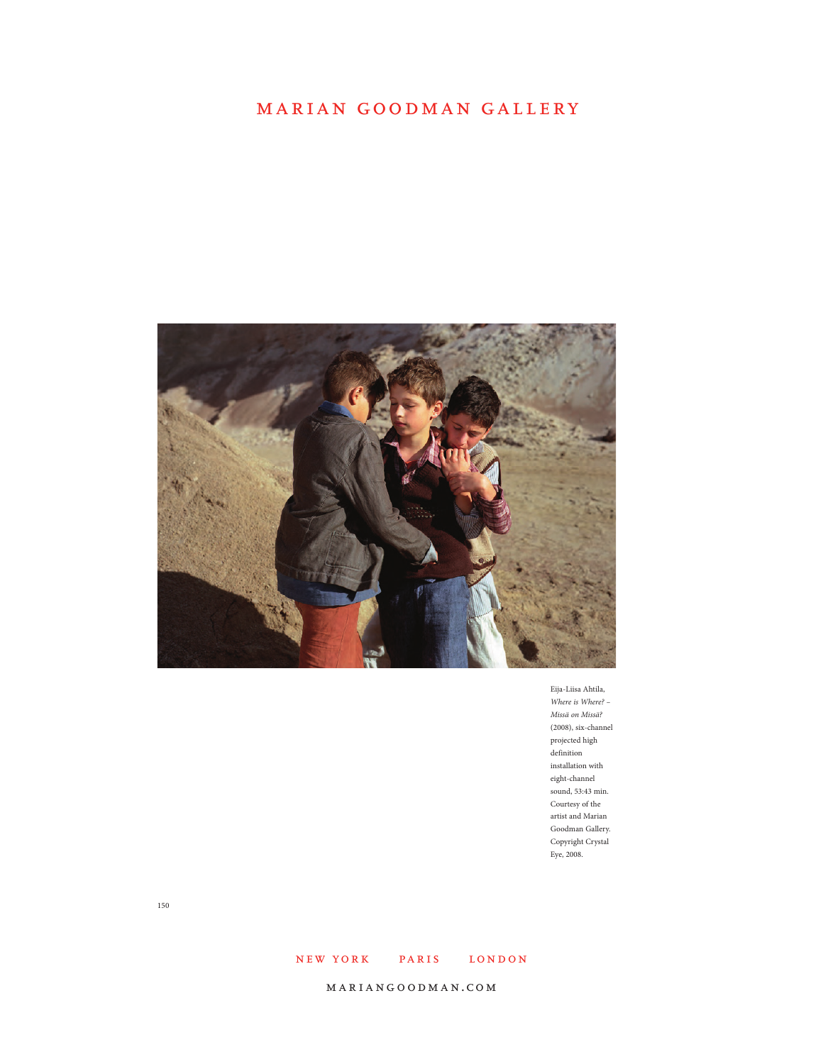# MARIAN GOODMAN GALLERY

Eija-Liisa Ahtila, *Where is Where? – Missä on Missä?* (2008), six-channel projected high definition installation with eight-channel sound, 53:43 min. Courtesy of the artist and Marian Goodman Gallery. Copyright Crystal Eye, 2008.

NEW YORK PARIS LONDON

MARIANGOODMAN.COM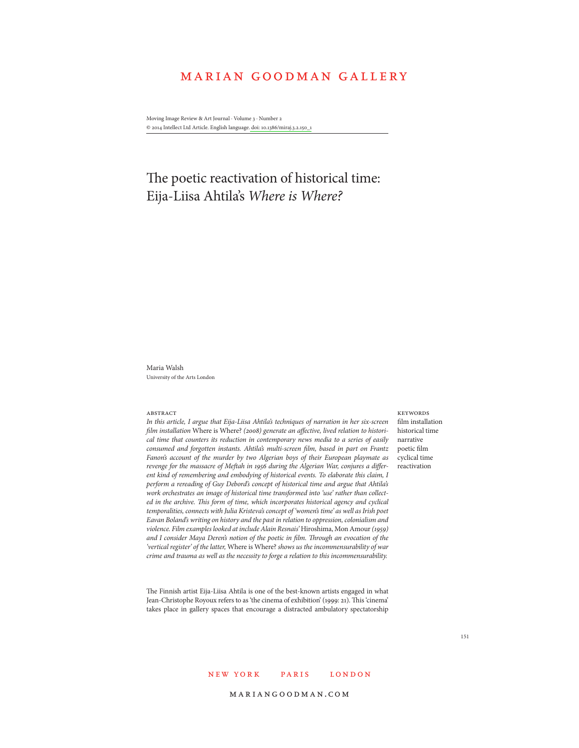Moving Image Review & Art Journal · Volume 3 · Number 2
© 2014 Intellect Ltd Article. English language. doi: 10.1386/miraj.3.2.150_1

# The poetic reactivation of historical time: Eija-Liisa Ahtila's *Where is Where?*

Maria Walsh
University of the Arts London

## Abstract

*In this article, I argue that Eija-Liisa Ahtila's techniques of narration in her six-screen film installation* Where is Where? *(2008) generate an affective, lived relation to historical time that counters its reduction in contemporary news media to a series of easily consumed and forgotten instants. Ahtila's multi-screen film, based in part on Frantz Fanon's account of the murder by two Algerian boys of their European playmate as revenge for the massacre of Meftah in 1956 during the Algerian War, conjures a different kind of remembering and embodying of historical events. To elaborate this claim, I perform a rereading of Guy Debord's concept of historical time and argue that Ahtila's work orchestrates an image of historical time transformed into 'use' rather than collected in the archive. This form of time, which incorporates historical agency and cyclical temporalities, connects with Julia Kristeva's concept of 'women's time' as well as Irish poet Eavan Boland's writing on history and the past in relation to oppression, colonialism and violence. Film examples looked at include Alain Resnais'* Hiroshima, Mon Amour *(1959) and I consider Maya Deren's notion of the poetic in film. Through an evocation of the 'vertical register' of the latter,* Where is Where? *shows us the incommensurability of war crime and trauma as well as the necessity to forge a relation to this incommensurability.*

## Keywords

film installation
historical time
narrative
poetic film
cyclical time
reactivation

The Finnish artist Eija-Liisa Ahtila is one of the best-known artists engaged in what Jean-Christophe Royoux refers to as 'the cinema of exhibition' (1999: 21). This 'cinema' takes place in gallery spaces that encourage a distracted ambulatory spectatorship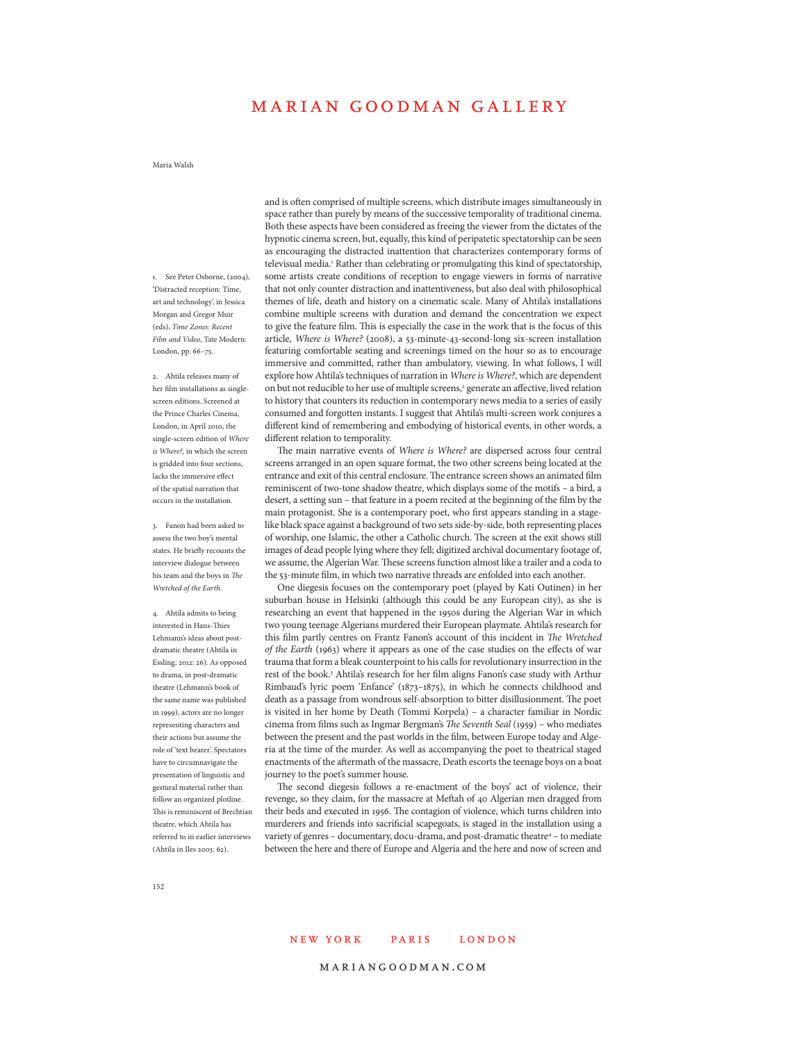and is often comprised of multiple screens, which distribute images simultaneously in space rather than purely by means of the successive temporality of traditional cinema. Both these aspects have been considered as freeing the viewer from the dictates of the hypnotic cinema screen, but, equally, this kind of peripatetic spectatorship can be seen as encouraging the distracted inattention that characterizes contemporary forms of televisual media.[1] Rather than celebrating or promulgating this kind of spectatorship, some artists create conditions of reception to engage viewers in forms of narrative that not only counter distraction and inattentiveness, but also deal with philosophical themes of life, death and history on a cinematic scale. Many of Ahtila's installations combine multiple screens with duration and demand the concentration we expect to give the feature film. This is especially the case in the work that is the focus of this article, *Where is Where?* (2008), a 53-minute-43-second-long six-screen installation featuring comfortable seating and screenings timed on the hour so as to encourage immersive and committed, rather than ambulatory, viewing. In what follows, I will explore how Ahtila's techniques of narration in *Where is Where?*, which are dependent on but not reducible to her use of multiple screens,[2] generate an affective, lived relation to history that counters its reduction in contemporary news media to a series of easily consumed and forgotten instants. I suggest that Ahtila's multi-screen work conjures a different kind of remembering and embodying of historical events, in other words, a different relation to temporality.

The main narrative events of *Where is Where?* are dispersed across four central screens arranged in an open square format, the two other screens being located at the entrance and exit of this central enclosure. The entrance screen shows an animated film reminiscent of two-tone shadow theatre, which displays some of the motifs – a bird, a desert, a setting sun – that feature in a poem recited at the beginning of the film by the main protagonist. She is a contemporary poet, who first appears standing in a stage-like black space against a background of two sets side-by-side, both representing places of worship, one Islamic, the other a Catholic church. The screen at the exit shows still images of dead people lying where they fell; digitized archival documentary footage of, we assume, the Algerian War. These screens function almost like a trailer and a coda to the 53-minute film, in which two narrative threads are enfolded into each another.

One diegesis focuses on the contemporary poet (played by Kati Outinen) in her suburban house in Helsinki (although this could be any European city), as she is researching an event that happened in the 1950s during the Algerian War in which two young teenage Algerians murdered their European playmate. Ahtila's research for this film partly centres on Frantz Fanon's account of this incident in *The Wretched of the Earth* (1963) where it appears as one of the case studies on the effects of war trauma that form a bleak counterpoint to his calls for revolutionary insurrection in the rest of the book.[3] Ahtila's research for her film aligns Fanon's case study with Arthur Rimbaud's lyric poem 'Enfance' (1873–1875), in which he connects childhood and death as a passage from wondrous self-absorption to bitter disillusionment. The poet is visited in her home by Death (Tommi Korpela) – a character familiar in Nordic cinema from films such as Ingmar Bergman's *The Seventh Seal* (1959) – who mediates between the present and the past worlds in the film, between Europe today and Algeria at the time of the murder. As well as accompanying the poet to theatrical staged enactments of the aftermath of the massacre, Death escorts the teenage boys on a boat journey to the poet's summer house.

The second diegesis follows a re-enactment of the boys' act of violence, their revenge, so they claim, for the massacre at Meftah of 40 Algerian men dragged from their beds and executed in 1956. The contagion of violence, which turns children into murderers and friends into sacrificial scapegoats, is staged in the installation using a variety of genres – documentary, docu-drama, and post-dramatic theatre[4] – to mediate between the here and there of Europe and Algeria and the here and now of screen and

1. See Peter Osborne, (2004), 'Distracted reception: Time, art and technology', in Jessica Morgan and Gregor Muir (eds), *Time Zones: Recent Film and Video*, Tate Modern: London, pp. 66–75.

2. Ahtila releases many of her film installations as single-screen editions. Screened at the Prince Charles Cinema, London, in April 2010, the single-screen edition of *Where is Where?*, in which the screen is gridded into four sections, lacks the immersive effect of the spatial narration that occurs in the installation.

3. Fanon had been asked to assess the two boy's mental states. He briefly recounts the interview dialogue between his team and the boys in *The Wretched of the Earth*.

4. Ahtila admits to being interested in Hans-Thies Lehmann's ideas about post-dramatic theatre (Ahtila in Essling, 2012: 26). As opposed to drama, in post-dramatic theatre (Lehmann's book of the same name was published in 1999), actors are no longer representing characters and their actions but assume the role of 'text bearer'. Spectators have to circumnavigate the presentation of linguistic and gestural material rather than follow an organized plotline. This is reminiscent of Brechtian theatre, which Ahtila has referred to in earlier interviews (Ahtila in Iles 2003: 62).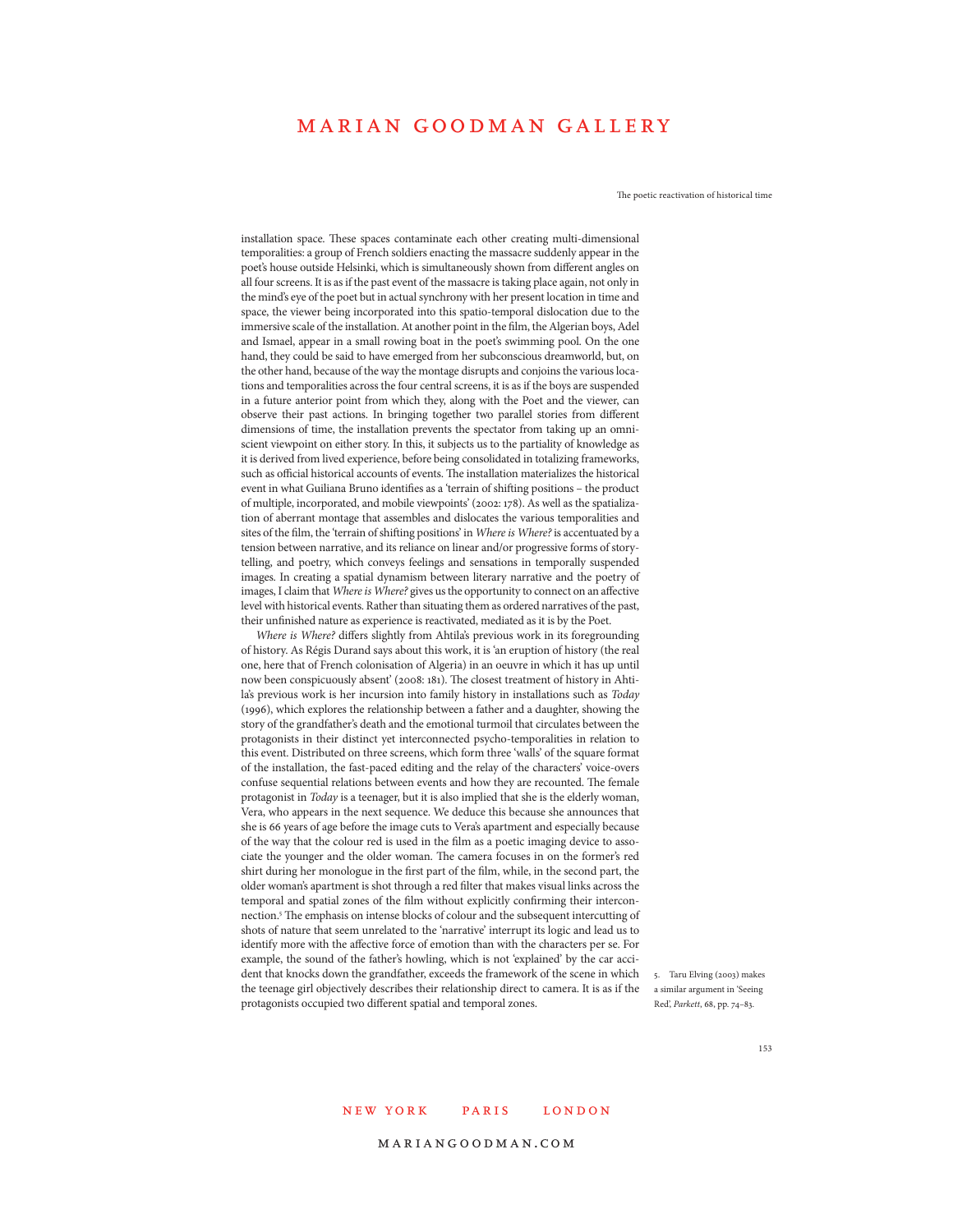installation space. These spaces contaminate each other creating multi-dimensional temporalities: a group of French soldiers enacting the massacre suddenly appear in the poet's house outside Helsinki, which is simultaneously shown from different angles on all four screens. It is as if the past event of the massacre is taking place again, not only in the mind's eye of the poet but in actual synchrony with her present location in time and space, the viewer being incorporated into this spatio-temporal dislocation due to the immersive scale of the installation. At another point in the film, the Algerian boys, Adel and Ismael, appear in a small rowing boat in the poet's swimming pool. On the one hand, they could be said to have emerged from her subconscious dreamworld, but, on the other hand, because of the way the montage disrupts and conjoins the various locations and temporalities across the four central screens, it is as if the boys are suspended in a future anterior point from which they, along with the Poet and the viewer, can observe their past actions. In bringing together two parallel stories from different dimensions of time, the installation prevents the spectator from taking up an omniscient viewpoint on either story. In this, it subjects us to the partiality of knowledge as it is derived from lived experience, before being consolidated in totalizing frameworks, such as official historical accounts of events. The installation materializes the historical event in what Guiliana Bruno identifies as a 'terrain of shifting positions – the product of multiple, incorporated, and mobile viewpoints' (2002: 178). As well as the spatialization of aberrant montage that assembles and dislocates the various temporalities and sites of the film, the 'terrain of shifting positions' in *Where is Where?* is accentuated by a tension between narrative, and its reliance on linear and/or progressive forms of storytelling, and poetry, which conveys feelings and sensations in temporally suspended images. In creating a spatial dynamism between literary narrative and the poetry of images, I claim that *Where is Where?* gives us the opportunity to connect on an affective level with historical events. Rather than situating them as ordered narratives of the past, their unfinished nature as experience is reactivated, mediated as it is by the Poet.

*Where is Where?* differs slightly from Ahtila's previous work in its foregrounding of history. As Régis Durand says about this work, it is 'an eruption of history (the real one, here that of French colonisation of Algeria) in an oeuvre in which it has up until now been conspicuously absent' (2008: 181). The closest treatment of history in Ahtila's previous work is her incursion into family history in installations such as *Today* (1996), which explores the relationship between a father and a daughter, showing the story of the grandfather's death and the emotional turmoil that circulates between the protagonists in their distinct yet interconnected psycho-temporalities in relation to this event. Distributed on three screens, which form three 'walls' of the square format of the installation, the fast-paced editing and the relay of the characters' voice-overs confuse sequential relations between events and how they are recounted. The female protagonist in *Today* is a teenager, but it is also implied that she is the elderly woman, Vera, who appears in the next sequence. We deduce this because she announces that she is 66 years of age before the image cuts to Vera's apartment and especially because of the way that the colour red is used in the film as a poetic imaging device to associate the younger and the older woman. The camera focuses in on the former's red shirt during her monologue in the first part of the film, while, in the second part, the older woman's apartment is shot through a red filter that makes visual links across the temporal and spatial zones of the film without explicitly confirming their interconnection.[5] The emphasis on intense blocks of colour and the subsequent intercutting of shots of nature that seem unrelated to the 'narrative' interrupt its logic and lead us to identify more with the affective force of emotion than with the characters per se. For example, the sound of the father's howling, which is not 'explained' by the car accident that knocks down the grandfather, exceeds the framework of the scene in which the teenage girl objectively describes their relationship direct to camera. It is as if the protagonists occupied two different spatial and temporal zones.

5. Taru Elving (2003) makes a similar argument in 'Seeing Red', *Parkett*, 68, pp. 74–83.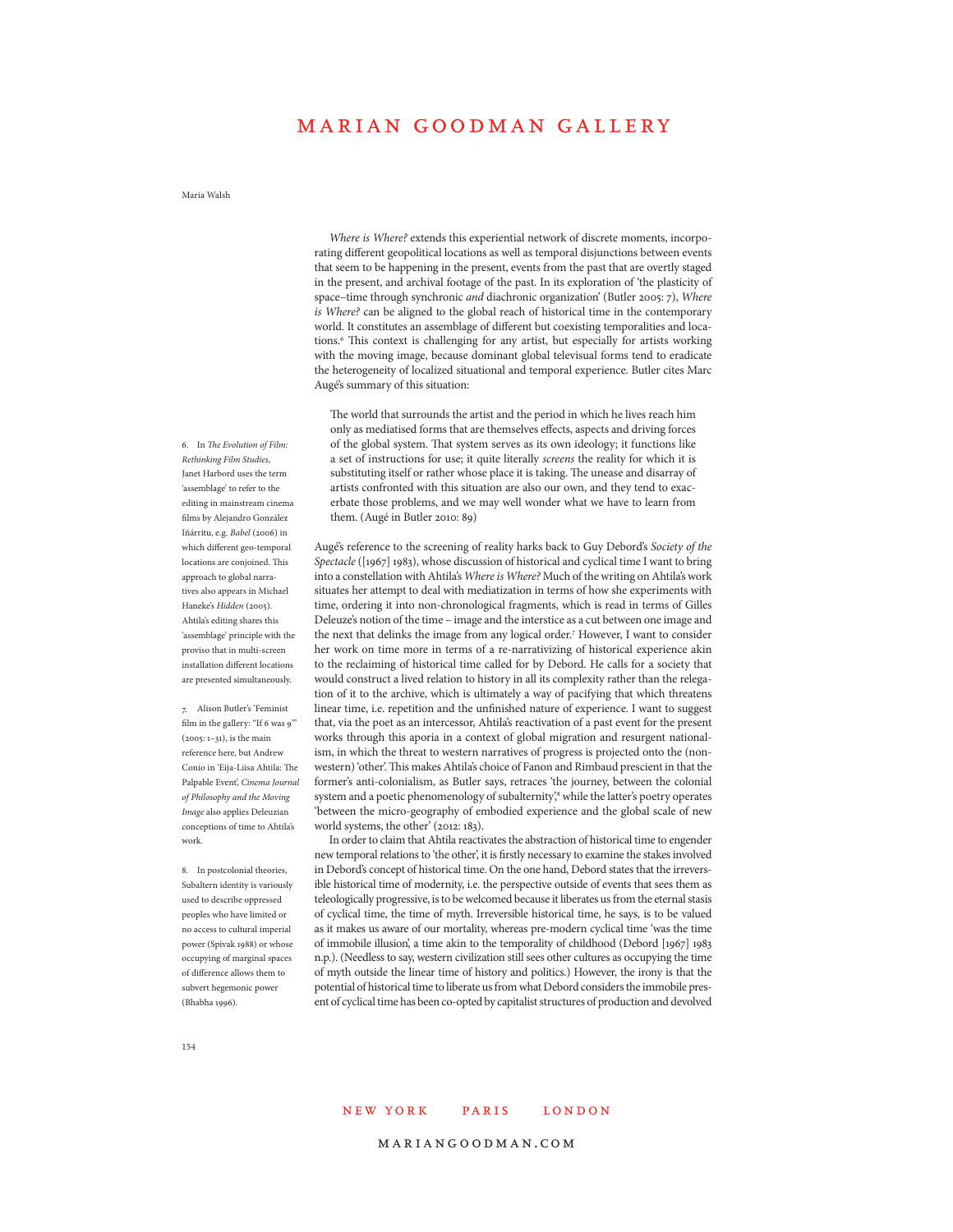*Where is Where?* extends this experiential network of discrete moments, incorporating different geopolitical locations as well as temporal disjunctions between events that seem to be happening in the present, events from the past that are overtly staged in the present, and archival footage of the past. In its exploration of 'the plasticity of space–time through synchronic *and* diachronic organization' (Butler 2005: 7), *Where is Where?* can be aligned to the global reach of historical time in the contemporary world. It constitutes an assemblage of different but coexisting temporalities and locations.[6] This context is challenging for any artist, but especially for artists working with the moving image, because dominant global televisual forms tend to eradicate the heterogeneity of localized situational and temporal experience. Butler cites Marc Augé's summary of this situation:

> The world that surrounds the artist and the period in which he lives reach him only as mediatised forms that are themselves effects, aspects and driving forces of the global system. That system serves as its own ideology; it functions like a set of instructions for use; it quite literally *screens* the reality for which it is substituting itself or rather whose place it is taking. The unease and disarray of artists confronted with this situation are also our own, and they tend to exacerbate those problems, and we may well wonder what we have to learn from them. (Augé in Butler 2010: 89)

Augé's reference to the screening of reality harks back to Guy Debord's *Society of the Spectacle* ([1967] 1983), whose discussion of historical and cyclical time I want to bring into a constellation with Ahtila's *Where is Where?* Much of the writing on Ahtila's work situates her attempt to deal with mediatization in terms of how she experiments with time, ordering it into non-chronological fragments, which is read in terms of Gilles Deleuze's notion of the time – image and the interstice as a cut between one image and the next that delinks the image from any logical order.[7] However, I want to consider her work on time more in terms of a re-narrativizing of historical experience akin to the reclaiming of historical time called for by Debord. He calls for a society that would construct a lived relation to history in all its complexity rather than the relegation of it to the archive, which is ultimately a way of pacifying that which threatens linear time, i.e. repetition and the unfinished nature of experience. I want to suggest that, via the poet as an intercessor, Ahtila's reactivation of a past event for the present works through this aporia in a context of global migration and resurgent nationalism, in which the threat to western narratives of progress is projected onto the (non-western) 'other'. This makes Ahtila's choice of Fanon and Rimbaud prescient in that the former's anti-colonialism, as Butler says, retraces 'the journey, between the colonial system and a poetic phenomenology of subalternity',[8] while the latter's poetry operates 'between the micro-geography of embodied experience and the global scale of new world systems, the other' (2012: 183).

In order to claim that Ahtila reactivates the abstraction of historical time to engender new temporal relations to 'the other', it is firstly necessary to examine the stakes involved in Debord's concept of historical time. On the one hand, Debord states that the irreversible historical time of modernity, i.e. the perspective outside of events that sees them as teleologically progressive, is to be welcomed because it liberates us from the eternal stasis of cyclical time, the time of myth. Irreversible historical time, he says, is to be valued as it makes us aware of our mortality, whereas pre-modern cyclical time 'was the time of immobile illusion', a time akin to the temporality of childhood (Debord [1967] 1983 n.p.). (Needless to say, western civilization still sees other cultures as occupying the time of myth outside the linear time of history and politics.) However, the irony is that the potential of historical time to liberate us from what Debord considers the immobile present of cyclical time has been co-opted by capitalist structures of production and devolved

6. In *The Evolution of Film: Rethinking Film Studies*, Janet Harbord uses the term 'assemblage' to refer to the editing in mainstream cinema films by Alejandro González Iñárritu, e.g. *Babel* (2006) in which different geo-temporal locations are conjoined. This approach to global narratives also appears in Michael Haneke's *Hidden* (2005). Ahtila's editing shares this 'assemblage' principle with the proviso that in multi-screen installation different locations are presented simultaneously.

7. Alison Butler's 'Feminist film in the gallery: "If 6 was 9"' (2005: 1–31), is the main reference here, but Andrew Conio in 'Eija-Liisa Ahtila: The Palpable Event', *Cinema Journal of Philosophy and the Moving Image* also applies Deleuzian conceptions of time to Ahtila's work.

8. In postcolonial theories, Subaltern identity is variously used to describe oppressed peoples who have limited or no access to cultural imperial power (Spivak 1988) or whose occupying of marginal spaces of difference allows them to subvert hegemonic power (Bhabha 1996).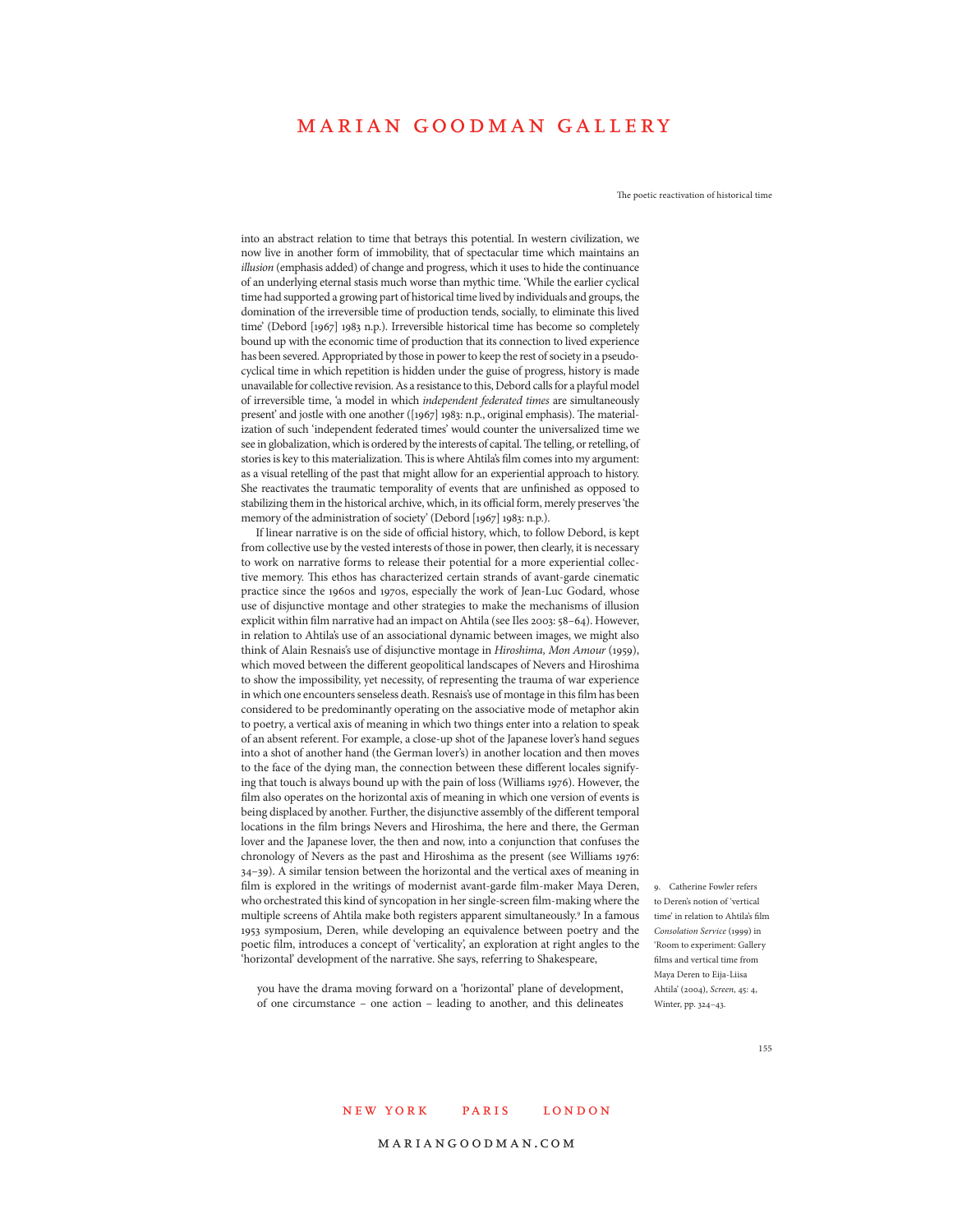into an abstract relation to time that betrays this potential. In western civilization, we now live in another form of immobility, that of spectacular time which maintains an *illusion* (emphasis added) of change and progress, which it uses to hide the continuance of an underlying eternal stasis much worse than mythic time. 'While the earlier cyclical time had supported a growing part of historical time lived by individuals and groups, the domination of the irreversible time of production tends, socially, to eliminate this lived time' (Debord [1967] 1983 n.p.). Irreversible historical time has become so completely bound up with the economic time of production that its connection to lived experience has been severed. Appropriated by those in power to keep the rest of society in a pseudo-cyclical time in which repetition is hidden under the guise of progress, history is made unavailable for collective revision. As a resistance to this, Debord calls for a playful model of irreversible time, 'a model in which *independent federated times* are simultaneously present' and jostle with one another ([1967] 1983: n.p., original emphasis). The materialization of such 'independent federated times' would counter the universalized time we see in globalization, which is ordered by the interests of capital. The telling, or retelling, of stories is key to this materialization. This is where Ahtila's film comes into my argument: as a visual retelling of the past that might allow for an experiential approach to history. She reactivates the traumatic temporality of events that are unfinished as opposed to stabilizing them in the historical archive, which, in its official form, merely preserves 'the memory of the administration of society' (Debord [1967] 1983: n.p.).

If linear narrative is on the side of official history, which, to follow Debord, is kept from collective use by the vested interests of those in power, then clearly, it is necessary to work on narrative forms to release their potential for a more experiential collective memory. This ethos has characterized certain strands of avant-garde cinematic practice since the 1960s and 1970s, especially the work of Jean-Luc Godard, whose use of disjunctive montage and other strategies to make the mechanisms of illusion explicit within film narrative had an impact on Ahtila (see Iles 2003: 58–64). However, in relation to Ahtila's use of an associational dynamic between images, we might also think of Alain Resnais's use of disjunctive montage in *Hiroshima, Mon Amour* (1959), which moved between the different geopolitical landscapes of Nevers and Hiroshima to show the impossibility, yet necessity, of representing the trauma of war experience in which one encounters senseless death. Resnais's use of montage in this film has been considered to be predominantly operating on the associative mode of metaphor akin to poetry, a vertical axis of meaning in which two things enter into a relation to speak of an absent referent. For example, a close-up shot of the Japanese lover's hand segues into a shot of another hand (the German lover's) in another location and then moves to the face of the dying man, the connection between these different locales signifying that touch is always bound up with the pain of loss (Williams 1976). However, the film also operates on the horizontal axis of meaning in which one version of events is being displaced by another. Further, the disjunctive assembly of the different temporal locations in the film brings Nevers and Hiroshima, the here and there, the German lover and the Japanese lover, the then and now, into a conjunction that confuses the chronology of Nevers as the past and Hiroshima as the present (see Williams 1976: 34–39). A similar tension between the horizontal and the vertical axes of meaning in film is explored in the writings of modernist avant-garde film-maker Maya Deren, who orchestrated this kind of syncopation in her single-screen film-making where the multiple screens of Ahtila make both registers apparent simultaneously.[9] In a famous 1953 symposium, Deren, while developing an equivalence between poetry and the poetic film, introduces a concept of 'verticality', an exploration at right angles to the 'horizontal' development of the narrative. She says, referring to Shakespeare,

> you have the drama moving forward on a 'horizontal' plane of development, of one circumstance – one action – leading to another, and this delineates

9. Catherine Fowler refers to Deren's notion of 'vertical time' in relation to Ahtila's film *Consolation Service* (1999) in 'Room to experiment: Gallery films and vertical time from Maya Deren to Eija-Liisa Ahtila' (2004), *Screen*, 45: 4, Winter, pp. 324–43.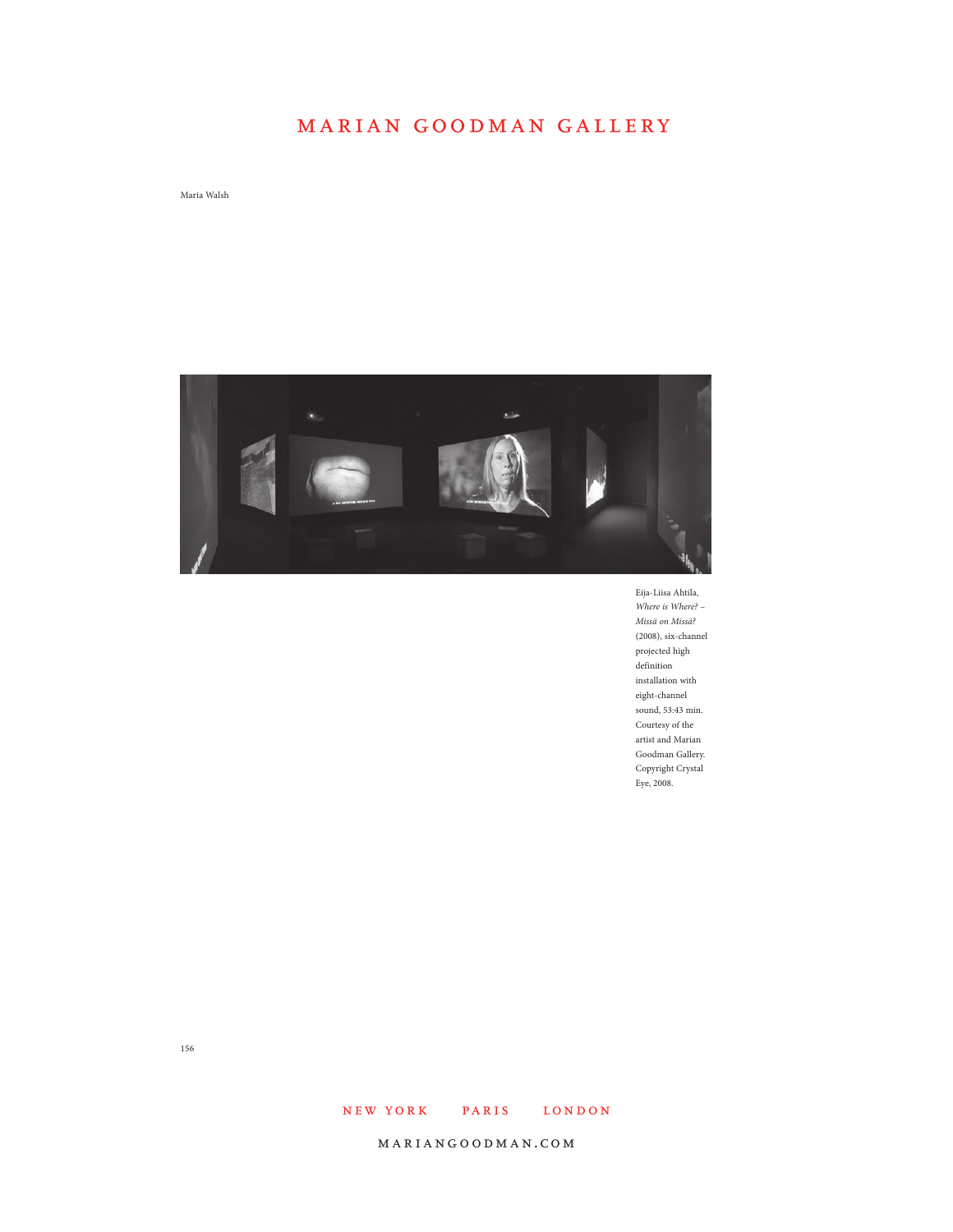Eija-Liisa Ahtila, *Where is Where? – Missä on Missä?* (2008), six-channel projected high definition installation with eight-channel sound, 53:43 min. Courtesy of the artist and Marian Goodman Gallery. Copyright Crystal Eye, 2008.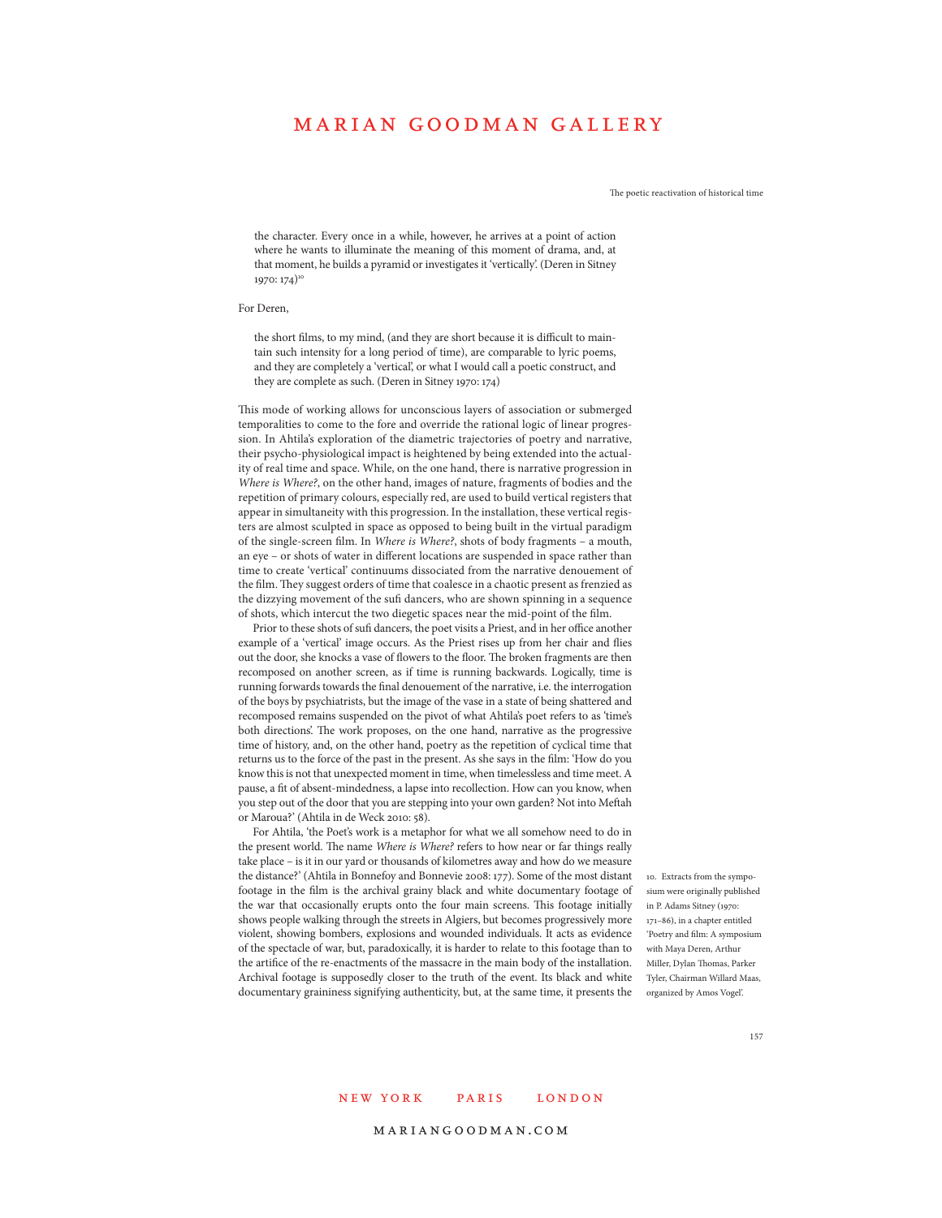the character. Every once in a while, however, he arrives at a point of action where he wants to illuminate the meaning of this moment of drama, and, at that moment, he builds a pyramid or investigates it 'vertically'. (Deren in Sitney 1970: 174)[10]

For Deren,

> the short films, to my mind, (and they are short because it is difficult to maintain such intensity for a long period of time), are comparable to lyric poems, and they are completely a 'vertical', or what I would call a poetic construct, and they are complete as such. (Deren in Sitney 1970: 174)

This mode of working allows for unconscious layers of association or submerged temporalities to come to the fore and override the rational logic of linear progression. In Ahtila's exploration of the diametric trajectories of poetry and narrative, their psycho-physiological impact is heightened by being extended into the actuality of real time and space. While, on the one hand, there is narrative progression in *Where is Where?*, on the other hand, images of nature, fragments of bodies and the repetition of primary colours, especially red, are used to build vertical registers that appear in simultaneity with this progression. In the installation, these vertical registers are almost sculpted in space as opposed to being built in the virtual paradigm of the single-screen film. In *Where is Where?*, shots of body fragments – a mouth, an eye – or shots of water in different locations are suspended in space rather than time to create 'vertical' continuums dissociated from the narrative denouement of the film. They suggest orders of time that coalesce in a chaotic present as frenzied as the dizzying movement of the sufi dancers, who are shown spinning in a sequence of shots, which intercut the two diegetic spaces near the mid-point of the film.

Prior to these shots of sufi dancers, the poet visits a Priest, and in her office another example of a 'vertical' image occurs. As the Priest rises up from her chair and flies out the door, she knocks a vase of flowers to the floor. The broken fragments are then recomposed on another screen, as if time is running backwards. Logically, time is running forwards towards the final denouement of the narrative, i.e. the interrogation of the boys by psychiatrists, but the image of the vase in a state of being shattered and recomposed remains suspended on the pivot of what Ahtila's poet refers to as 'time's both directions'. The work proposes, on the one hand, narrative as the progressive time of history, and, on the other hand, poetry as the repetition of cyclical time that returns us to the force of the past in the present. As she says in the film: 'How do you know this is not that unexpected moment in time, when timelessless and time meet. A pause, a fit of absent-mindedness, a lapse into recollection. How can you know, when you step out of the door that you are stepping into your own garden? Not into Meftah or Maroua?' (Ahtila in de Weck 2010: 58).

For Ahtila, 'the Poet's work is a metaphor for what we all somehow need to do in the present world. The name *Where is Where?* refers to how near or far things really take place – is it in our yard or thousands of kilometres away and how do we measure the distance?' (Ahtila in Bonnefoy and Bonnevie 2008: 177). Some of the most distant footage in the film is the archival grainy black and white documentary footage of the war that occasionally erupts onto the four main screens. This footage initially shows people walking through the streets in Algiers, but becomes progressively more violent, showing bombers, explosions and wounded individuals. It acts as evidence of the spectacle of war, but, paradoxically, it is harder to relate to this footage than to the artifice of the re-enactments of the massacre in the main body of the installation. Archival footage is supposedly closer to the truth of the event. Its black and white documentary graininess signifying authenticity, but, at the same time, it presents the

10. Extracts from the symposium were originally published in P. Adams Sitney (1970: 171–86), in a chapter entitled 'Poetry and film: A symposium with Maya Deren, Arthur Miller, Dylan Thomas, Parker Tyler, Chairman Willard Maas, organized by Amos Vogel'.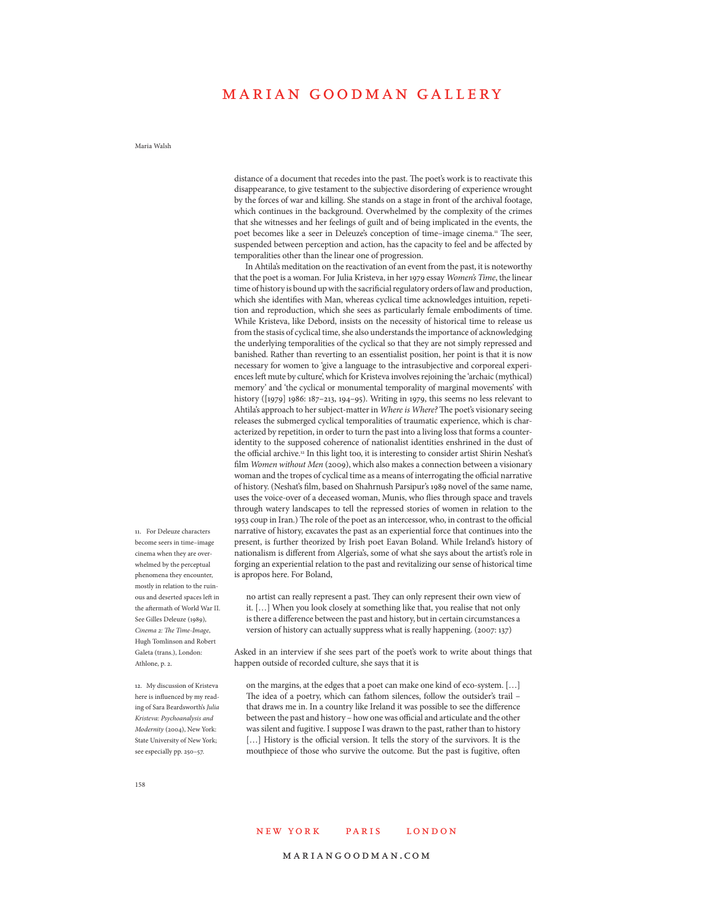distance of a document that recedes into the past. The poet's work is to reactivate this disappearance, to give testament to the subjective disordering of experience wrought by the forces of war and killing. She stands on a stage in front of the archival footage, which continues in the background. Overwhelmed by the complexity of the crimes that she witnesses and her feelings of guilt and of being implicated in the events, the poet becomes like a seer in Deleuze's conception of time–image cinema.[11] The seer, suspended between perception and action, has the capacity to feel and be affected by temporalities other than the linear one of progression.

In Ahtila's meditation on the reactivation of an event from the past, it is noteworthy that the poet is a woman. For Julia Kristeva, in her 1979 essay *Women's Time*, the linear time of history is bound up with the sacrificial regulatory orders of law and production, which she identifies with Man, whereas cyclical time acknowledges intuition, repetition and reproduction, which she sees as particularly female embodiments of time. While Kristeva, like Debord, insists on the necessity of historical time to release us from the stasis of cyclical time, she also understands the importance of acknowledging the underlying temporalities of the cyclical so that they are not simply repressed and banished. Rather than reverting to an essentialist position, her point is that it is now necessary for women to 'give a language to the intrasubjective and corporeal experiences left mute by culture', which for Kristeva involves rejoining the 'archaic (mythical) memory' and 'the cyclical or monumental temporality of marginal movements' with history ([1979] 1986: 187–213, 194–95). Writing in 1979, this seems no less relevant to Ahtila's approach to her subject-matter in *Where is Where?* The poet's visionary seeing releases the submerged cyclical temporalities of traumatic experience, which is characterized by repetition, in order to turn the past into a living loss that forms a counter-identity to the supposed coherence of nationalist identities enshrined in the dust of the official archive.[12] In this light too, it is interesting to consider artist Shirin Neshat's film *Women without Men* (2009), which also makes a connection between a visionary woman and the tropes of cyclical time as a means of interrogating the official narrative of history. (Neshat's film, based on Shahrnush Parsipur's 1989 novel of the same name, uses the voice-over of a deceased woman, Munis, who flies through space and travels through watery landscapes to tell the repressed stories of women in relation to the 1953 coup in Iran.) The role of the poet as an intercessor, who, in contrast to the official narrative of history, excavates the past as an experiential force that continues into the present, is further theorized by Irish poet Eavan Boland. While Ireland's history of nationalism is different from Algeria's, some of what she says about the artist's role in forging an experiential relation to the past and revitalizing our sense of historical time is apropos here. For Boland,

> no artist can really represent a past. They can only represent their own view of it. […] When you look closely at something like that, you realise that not only is there a difference between the past and history, but in certain circumstances a version of history can actually suppress what is really happening. (2007: 137)

Asked in an interview if she sees part of the poet's work to write about things that happen outside of recorded culture, she says that it is

> on the margins, at the edges that a poet can make one kind of eco-system. […] The idea of a poetry, which can fathom silences, follow the outsider's trail – that draws me in. In a country like Ireland it was possible to see the difference between the past and history – how one was official and articulate and the other was silent and fugitive. I suppose I was drawn to the past, rather than to history […] History is the official version. It tells the story of the survivors. It is the mouthpiece of those who survive the outcome. But the past is fugitive, often

11. For Deleuze characters become seers in time–image cinema when they are overwhelmed by the perceptual phenomena they encounter, mostly in relation to the ruinous and deserted spaces left in the aftermath of World War II. See Gilles Deleuze (1989), *Cinema 2: The Time-Image*, Hugh Tomlinson and Robert Galeta (trans.), London: Athlone, p. 2.

12. My discussion of Kristeva here is influenced by my reading of Sara Beardsworth's *Julia Kristeva: Psychoanalysis and Modernity* (2004), New York: State University of New York; see especially pp. 250–57.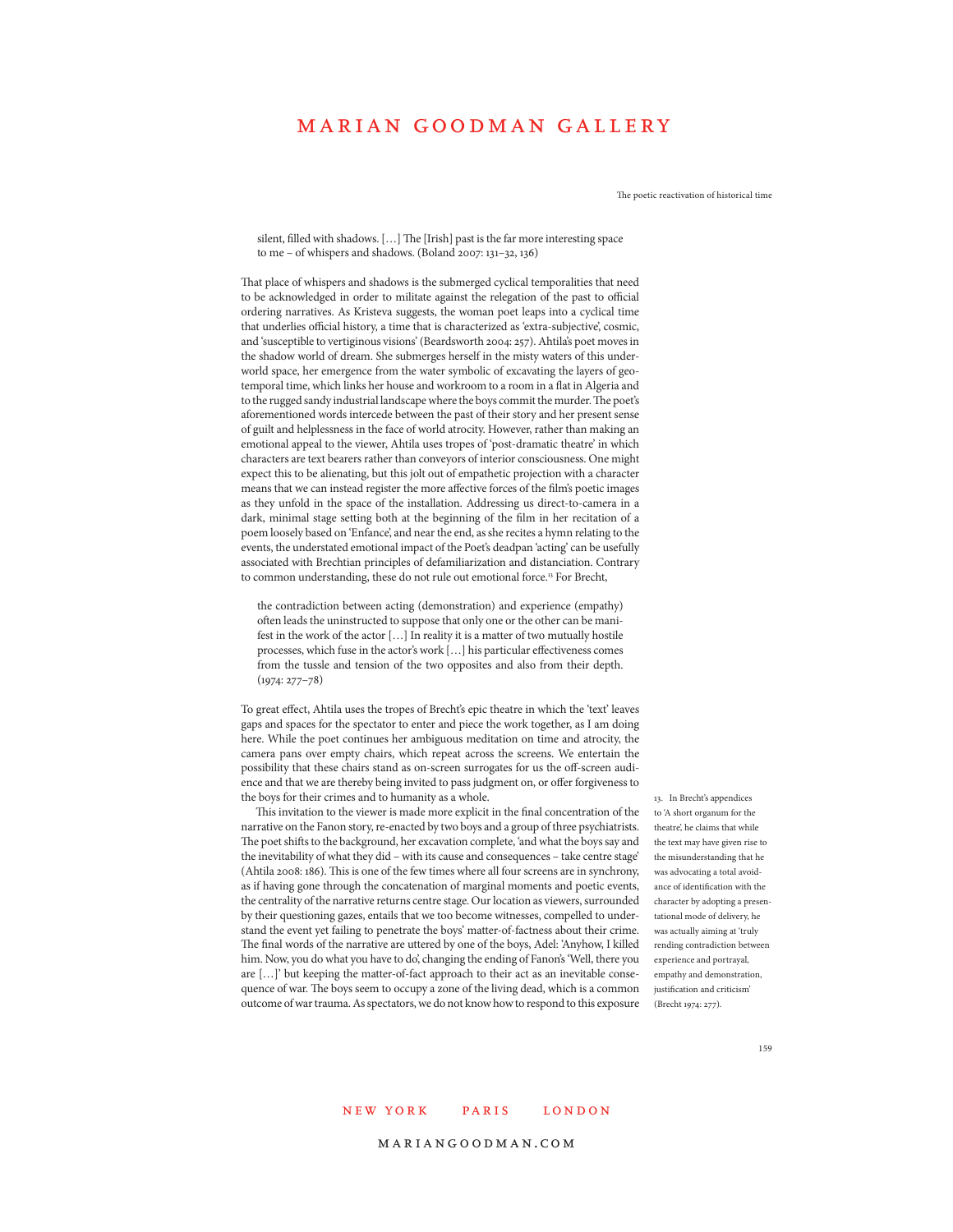silent, filled with shadows. […] The [Irish] past is the far more interesting space to me – of whispers and shadows. (Boland 2007: 131–32, 136)

That place of whispers and shadows is the submerged cyclical temporalities that need to be acknowledged in order to militate against the relegation of the past to official ordering narratives. As Kristeva suggests, the woman poet leaps into a cyclical time that underlies official history, a time that is characterized as 'extra-subjective', cosmic, and 'susceptible to vertiginous visions' (Beardsworth 2004: 257). Ahtila's poet moves in the shadow world of dream. She submerges herself in the misty waters of this underworld space, her emergence from the water symbolic of excavating the layers of geotemporal time, which links her house and workroom to a room in a flat in Algeria and to the rugged sandy industrial landscape where the boys commit the murder. The poet's aforementioned words intercede between the past of their story and her present sense of guilt and helplessness in the face of world atrocity. However, rather than making an emotional appeal to the viewer, Ahtila uses tropes of 'post-dramatic theatre' in which characters are text bearers rather than conveyors of interior consciousness. One might expect this to be alienating, but this jolt out of empathetic projection with a character means that we can instead register the more affective forces of the film's poetic images as they unfold in the space of the installation. Addressing us direct-to-camera in a dark, minimal stage setting both at the beginning of the film in her recitation of a poem loosely based on 'Enfance', and near the end, as she recites a hymn relating to the events, the understated emotional impact of the Poet's deadpan 'acting' can be usefully associated with Brechtian principles of defamiliarization and distanciation. Contrary to common understanding, these do not rule out emotional force.[13] For Brecht,

> the contradiction between acting (demonstration) and experience (empathy) often leads the uninstructed to suppose that only one or the other can be manifest in the work of the actor […] In reality it is a matter of two mutually hostile processes, which fuse in the actor's work […] his particular effectiveness comes from the tussle and tension of the two opposites and also from their depth. (1974: 277–78)

To great effect, Ahtila uses the tropes of Brecht's epic theatre in which the 'text' leaves gaps and spaces for the spectator to enter and piece the work together, as I am doing here. While the poet continues her ambiguous meditation on time and atrocity, the camera pans over empty chairs, which repeat across the screens. We entertain the possibility that these chairs stand as on-screen surrogates for us the off-screen audience and that we are thereby being invited to pass judgment on, or offer forgiveness to the boys for their crimes and to humanity as a whole.

This invitation to the viewer is made more explicit in the final concentration of the narrative on the Fanon story, re-enacted by two boys and a group of three psychiatrists. The poet shifts to the background, her excavation complete, 'and what the boys say and the inevitability of what they did – with its cause and consequences – take centre stage' (Ahtila 2008: 186). This is one of the few times where all four screens are in synchrony, as if having gone through the concatenation of marginal moments and poetic events, the centrality of the narrative returns centre stage. Our location as viewers, surrounded by their questioning gazes, entails that we too become witnesses, compelled to understand the event yet failing to penetrate the boys' matter-of-factness about their crime. The final words of the narrative are uttered by one of the boys, Adel: 'Anyhow, I killed him. Now, you do what you have to do', changing the ending of Fanon's 'Well, there you are […]' but keeping the matter-of-fact approach to their act as an inevitable consequence of war. The boys seem to occupy a zone of the living dead, which is a common outcome of war trauma. As spectators, we do not know how to respond to this exposure

13. In Brecht's appendices to 'A short organum for the theatre', he claims that while the text may have given rise to the misunderstanding that he was advocating a total avoidance of identification with the character by adopting a presentational mode of delivery, he was actually aiming at 'truly rending contradiction between experience and portrayal, empathy and demonstration, justification and criticism' (Brecht 1974: 277).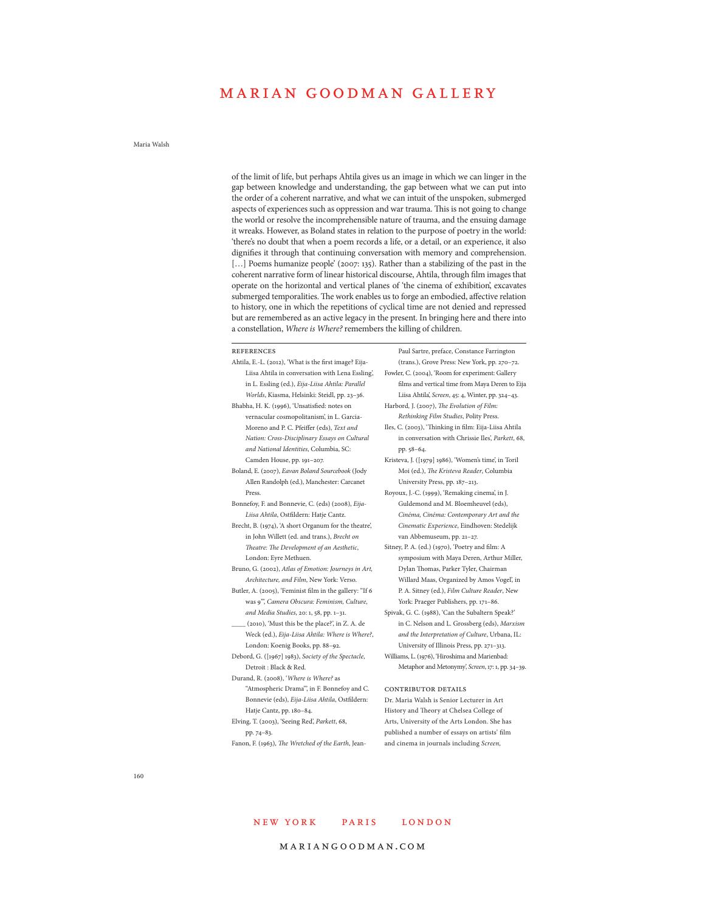of the limit of life, but perhaps Ahtila gives us an image in which we can linger in the gap between knowledge and understanding, the gap between what we can put into the order of a coherent narrative, and what we can intuit of the unspoken, submerged aspects of experiences such as oppression and war trauma. This is not going to change the world or resolve the incomprehensible nature of trauma, and the ensuing damage it wreaks. However, as Boland states in relation to the purpose of poetry in the world: 'there's no doubt that when a poem records a life, or a detail, or an experience, it also dignifies it through that continuing conversation with memory and comprehension. […] Poems humanize people' (2007: 135). Rather than a stabilizing of the past in the coherent narrative form of linear historical discourse, Ahtila, through film images that operate on the horizontal and vertical planes of 'the cinema of exhibition', excavates submerged temporalities. The work enables us to forge an embodied, affective relation to history, one in which the repetitions of cyclical time are not denied and repressed but are remembered as an active legacy in the present. In bringing here and there into a constellation, *Where is Where?* remembers the killing of children.

## References

Ahtila, E.-L. (2012), 'What is the first image? Eija-Liisa Ahtila in conversation with Lena Essling', in L. Essling (ed.), *Eija-Liisa Ahtila: Parallel Worlds*, Kiasma, Helsinki: Steidl, pp. 23–36.

Bhabha, H. K. (1996), 'Unsatisfied: notes on vernacular cosmopolitanism', in L. Garcia-Moreno and P. C. Pfeiffer (eds), *Text and Nation: Cross-Disciplinary Essays on Cultural and National Identities*, Columbia, SC: Camden House, pp. 191–207.

Boland, E. (2007), *Eavan Boland Sourcebook* (Jody Allen Randolph (ed.), Manchester: Carcanet Press.

Bonnefoy, F. and Bonnevie, C. (eds) (2008), *Eija-Liisa Ahtila*, Ostfildern: Hatje Cantz.

Brecht, B. (1974), 'A short Organum for the theatre', in John Willett (ed. and trans.), *Brecht on Theatre: The Development of an Aesthetic*, London: Eyre Methuen.

Bruno, G. (2002), *Atlas of Emotion: Journeys in Art, Architecture, and Film*, New York: Verso.

Butler, A. (2005), 'Feminist film in the gallery: "If 6 was 9"', *Camera Obscura: Feminism, Culture, and Media Studies*, 20: 1, 58, pp. 1–31.

____ (2010), 'Must this be the place?', in Z. A. de Weck (ed.), *Eija-Liisa Ahtila: Where is Where?*, London: Koenig Books, pp. 88–92.

Debord, G. ([1967] 1983), *Society of the Spectacle*, Detroit : Black & Red.

Durand, R. (2008), '*Where is Where?* as "Atmospheric Drama"', in F. Bonnefoy and C. Bonnevie (eds), *Eija-Liisa Ahtila*, Ostfildern: Hatje Cantz, pp. 180–84.

Elving, T. (2003), 'Seeing Red', *Parkett*, 68, pp. 74–83.

Fanon, F. (1963), *The Wretched of the Earth*, Jean-Paul Sartre, preface, Constance Farrington (trans.), Grove Press: New York, pp. 270–72.

Fowler, C. (2004), 'Room for experiment: Gallery films and vertical time from Maya Deren to Eija Liisa Ahtila', *Screen*, 45: 4, Winter, pp. 324–43.

Harbord, J. (2007), *The Evolution of Film: Rethinking Film Studies*, Polity Press.

Iles, C. (2003), 'Thinking in film: Eija-Liisa Ahtila in conversation with Chrissie Iles', *Parkett*, 68, pp. 58–64.

Kristeva, J. ([1979] 1986), 'Women's time', in Toril Moi (ed.), *The Kristeva Reader*, Columbia University Press, pp. 187–213.

Royoux, J.-C. (1999), 'Remaking cinema', in J. Guldemond and M. Bloemheuvel (eds), *Cinéma, Cinéma: Contemporary Art and the Cinematic Experience*, Eindhoven: Stedelijk van Abbemuseum, pp. 21–27.

Sitney, P. A. (ed.) (1970), 'Poetry and film: A symposium with Maya Deren, Arthur Miller, Dylan Thomas, Parker Tyler, Chairman Willard Maas, Organized by Amos Vogel', in P. A. Sitney (ed.), *Film Culture Reader*, New York: Praeger Publishers, pp. 171–86.

Spivak, G. C. (1988), 'Can the Subaltern Speak?' in C. Nelson and L. Grossberg (eds), *Marxism and the Interpretation of Culture*, Urbana, IL: University of Illinois Press, pp. 271–313.

Williams, L. (1976), 'Hiroshima and Marienbad: Metaphor and Metonymy', *Screen*, 17: 1, pp. 34–39.

## Contributor details

Dr. Maria Walsh is Senior Lecturer in Art History and Theory at Chelsea College of Arts, University of the Arts London. She has published a number of essays on artists' film and cinema in journals including *Screen*,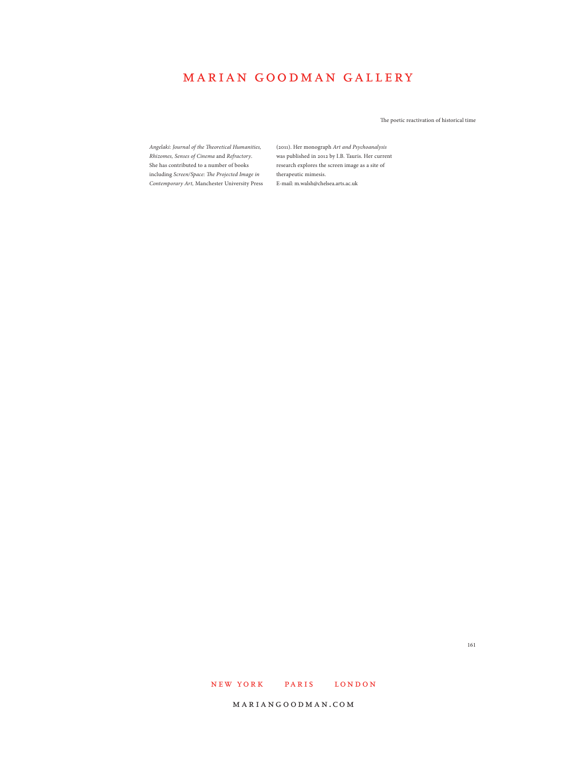# MARIAN GOODMAN GALLERY

*Angelaki: Journal of the Theoretical Humanities*, *Rhizomes*, *Senses of Cinema* and *Refractory*. She has contributed to a number of books including *Screen/Space: The Projected Image in Contemporary Art*, Manchester University Press (2011). Her monograph *Art and Psychoanalysis* was published in 2012 by I.B. Tauris. Her current research explores the screen image as a site of therapeutic mimesis.
E-mail: m.walsh@chelsea.arts.ac.uk

NEW YORK PARIS LONDON

MARIANGOODMAN.COM